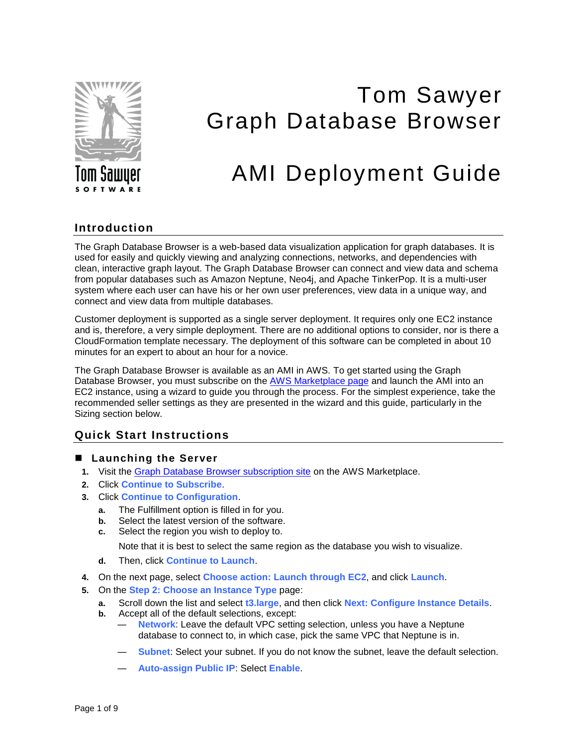# Tom Sawyer Graph Database Browser

# AMI Deployment Guide

## Introduction

The Graph Database Browser is a web-based data visualization application for graph databases. It is used for easily and quickly viewing and analyzing connections, networks, and dependencies with clean, interactive graph layout. The Graph Database Browser can connect and view data and schema from popular databases such as Amazon Neptune, Neo4j, and Apache TinkerPop. It is a multi-user system where each user can have his or her own user preferences, view data in a unique way, and connect and view data from multiple databases.

Customer deployment is supported as a single server deployment. It requires only one EC2 instance and is, therefore, a very simple deployment. There are no additional options to consider, nor is there a CloudFormation template necessary. The deployment of this software can be completed in about 10 minutes for an expert to about an hour for a novice.

The Graph Database Browser is available as an AMI in AWS. To get started using the Graph Database Browser, you must subscribe on the AWS Marketplace page and launch the AMI into an EC2 instance, using a wizard to guide you through the process. For the simplest experience, take the recommended seller settings as they are presented in the wizard and this guide, particularly in the Sizing section below.

## Quick Start Instructions

### Launching the Server

1. Visit the Graph Database Browser subscription site on the AWS Marketplace.
2. Click **Continue to Subscribe**.
3. Click **Continue to Configuration**.
   a. The Fulfillment option is filled in for you.
   b. Select the latest version of the software.
   c. Select the region you wish to deploy to.

      Note that it is best to select the same region as the database you wish to visualize.
   d. Then, click **Continue to Launch**.
4. On the next page, select **Choose action: Launch through EC2**, and click **Launch**.
5. On the **Step 2: Choose an Instance Type** page:
   a. Scroll down the list and select **t3.large**, and then click **Next: Configure Instance Details**.
   b. Accept all of the default selections, except:
      — **Network**: Leave the default VPC setting selection, unless you have a Neptune database to connect to, in which case, pick the same VPC that Neptune is in.

      — **Subnet**: Select your subnet. If you do not know the subnet, leave the default selection.

      — **Auto-assign Public IP**: Select **Enable**.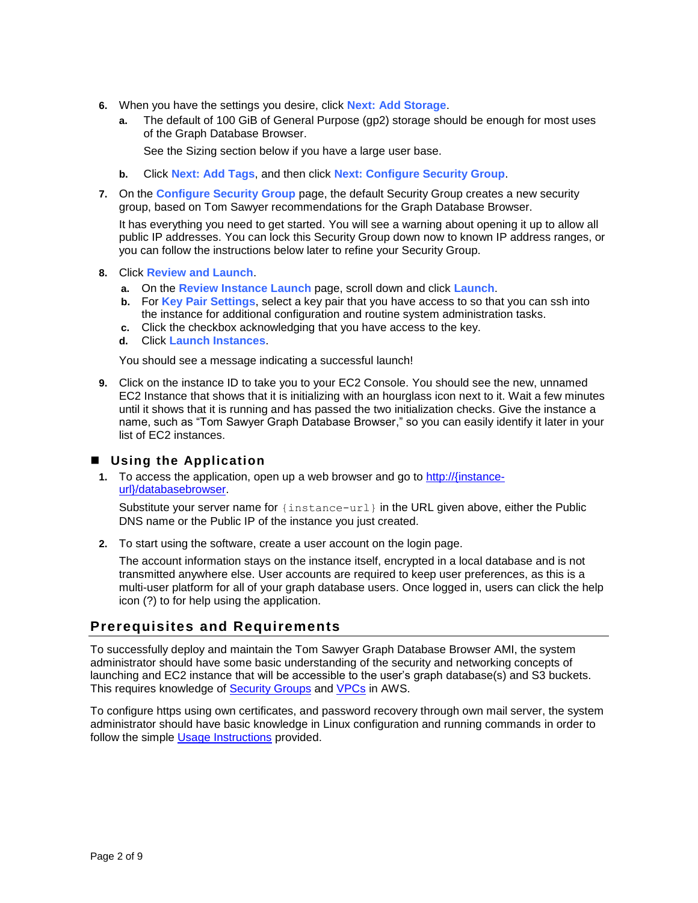6. When you have the settings you desire, click **Next: Add Storage**.
   a. The default of 100 GiB of General Purpose (gp2) storage should be enough for most uses of the Graph Database Browser.

      See the Sizing section below if you have a large user base.

   b. Click **Next: Add Tags**, and then click **Next: Configure Security Group**.

7. On the **Configure Security Group** page, the default Security Group creates a new security group, based on Tom Sawyer recommendations for the Graph Database Browser.

   It has everything you need to get started. You will see a warning about opening it up to allow all public IP addresses. You can lock this Security Group down now to known IP address ranges, or you can follow the instructions below later to refine your Security Group.

8. Click **Review and Launch**.
   a. On the **Review Instance Launch** page, scroll down and click **Launch**.
   b. For **Key Pair Settings**, select a key pair that you have access to so that you can ssh into the instance for additional configuration and routine system administration tasks.
   c. Click the checkbox acknowledging that you have access to the key.
   d. Click **Launch Instances**.

   You should see a message indicating a successful launch!

9. Click on the instance ID to take you to your EC2 Console. You should see the new, unnamed EC2 Instance that shows that it is initializing with an hourglass icon next to it. Wait a few minutes until it shows that it is running and has passed the two initialization checks. Give the instance a name, such as "Tom Sawyer Graph Database Browser," so you can easily identify it later in your list of EC2 instances.

### Using the Application

1. To access the application, open up a web browser and go to [http://{instance-url}/databasebrowser](http://{instance-url}/databasebrowser).

   Substitute your server name for `{instance-url}` in the URL given above, either the Public DNS name or the Public IP of the instance you just created.

2. To start using the software, create a user account on the login page.

   The account information stays on the instance itself, encrypted in a local database and is not transmitted anywhere else. User accounts are required to keep user preferences, as this is a multi-user platform for all of your graph database users. Once logged in, users can click the help icon (?) to for help using the application.

## Prerequisites and Requirements

To successfully deploy and maintain the Tom Sawyer Graph Database Browser AMI, the system administrator should have some basic understanding of the security and networking concepts of launching and EC2 instance that will be accessible to the user's graph database(s) and S3 buckets. This requires knowledge of Security Groups and VPCs in AWS.

To configure https using own certificates, and password recovery through own mail server, the system administrator should have basic knowledge in Linux configuration and running commands in order to follow the simple Usage Instructions provided.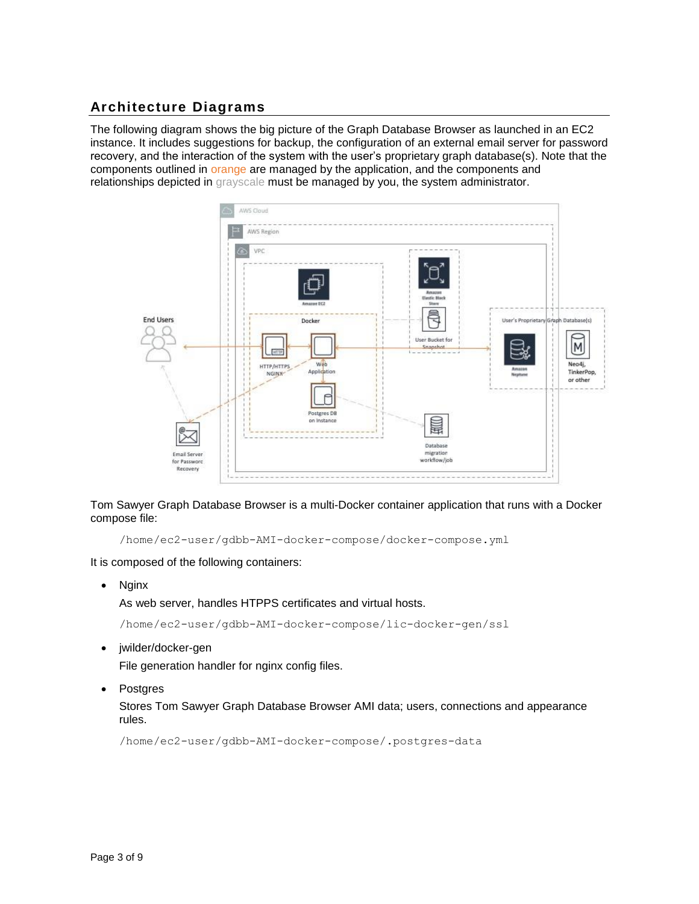## Architecture Diagrams

The following diagram shows the big picture of the Graph Database Browser as launched in an EC2 instance. It includes suggestions for backup, the configuration of an external email server for password recovery, and the interaction of the system with the user's proprietary graph database(s). Note that the components outlined in orange are managed by the application, and the components and relationships depicted in grayscale must be managed by you, the system administrator.

Tom Sawyer Graph Database Browser is a multi-Docker container application that runs with a Docker compose file:

```
/home/ec2-user/gdbb-AMI-docker-compose/docker-compose.yml
```

It is composed of the following containers:

- Nginx

  As web server, handles HTPPS certificates and virtual hosts.

  ```
  /home/ec2-user/gdbb-AMI-docker-compose/lic-docker-gen/ssl
  ```

- jwilder/docker-gen

  File generation handler for nginx config files.

- Postgres

  Stores Tom Sawyer Graph Database Browser AMI data; users, connections and appearance rules.

  ```
  /home/ec2-user/gdbb-AMI-docker-compose/.postgres-data
  ```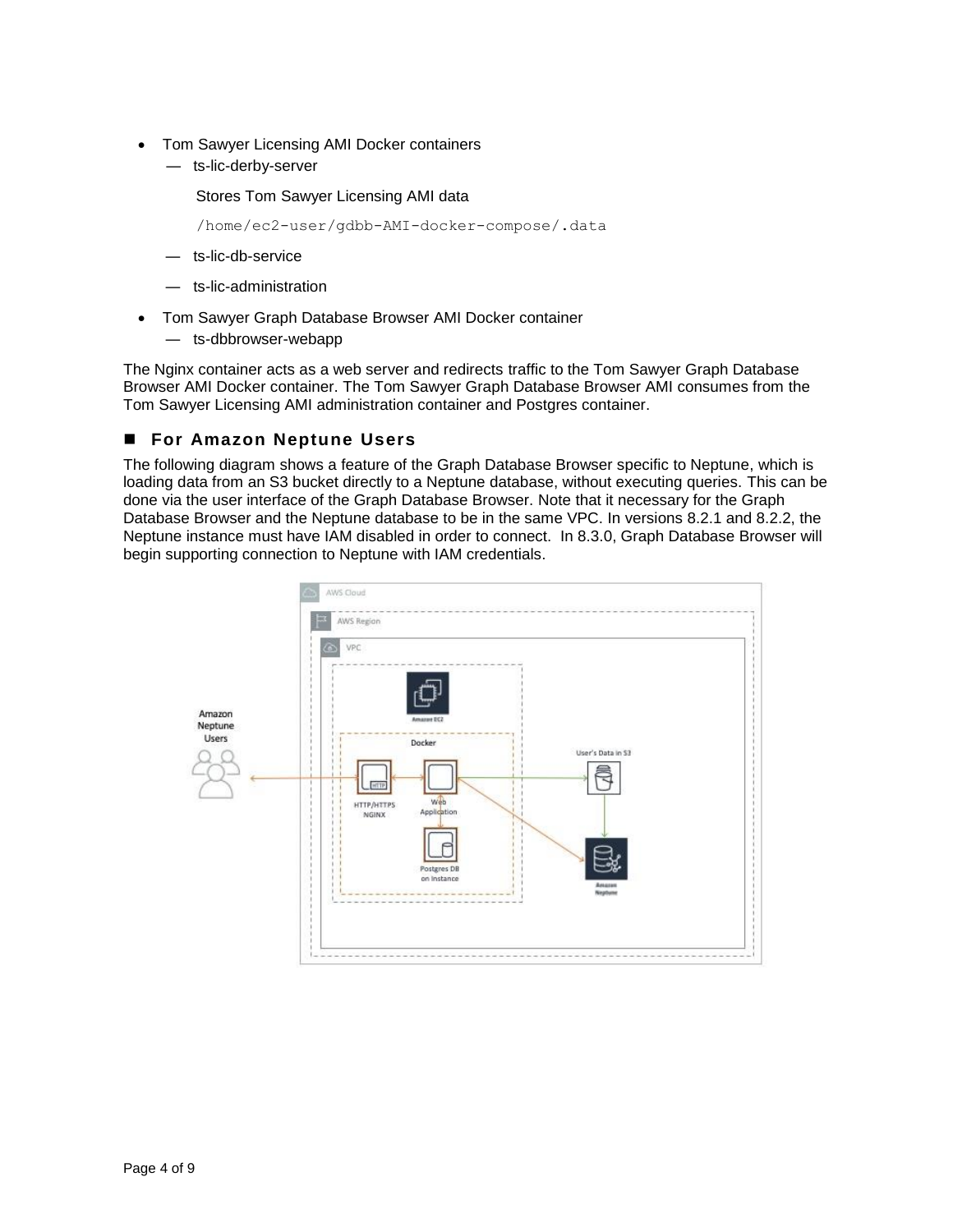- Tom Sawyer Licensing AMI Docker containers
  - — ts-lic-derby-server

    Stores Tom Sawyer Licensing AMI data

    `/home/ec2-user/gdbb-AMI-docker-compose/.data`
  - — ts-lic-db-service
  - — ts-lic-administration
- Tom Sawyer Graph Database Browser AMI Docker container
  - — ts-dbbrowser-webapp

The Nginx container acts as a web server and redirects traffic to the Tom Sawyer Graph Database Browser AMI Docker container. The Tom Sawyer Graph Database Browser AMI consumes from the Tom Sawyer Licensing AMI administration container and Postgres container.

## ■ For Amazon Neptune Users

The following diagram shows a feature of the Graph Database Browser specific to Neptune, which is loading data from an S3 bucket directly to a Neptune database, without executing queries. This can be done via the user interface of the Graph Database Browser. Note that it necessary for the Graph Database Browser and the Neptune database to be in the same VPC. In versions 8.2.1 and 8.2.2, the Neptune instance must have IAM disabled in order to connect. In 8.3.0, Graph Database Browser will begin supporting connection to Neptune with IAM credentials.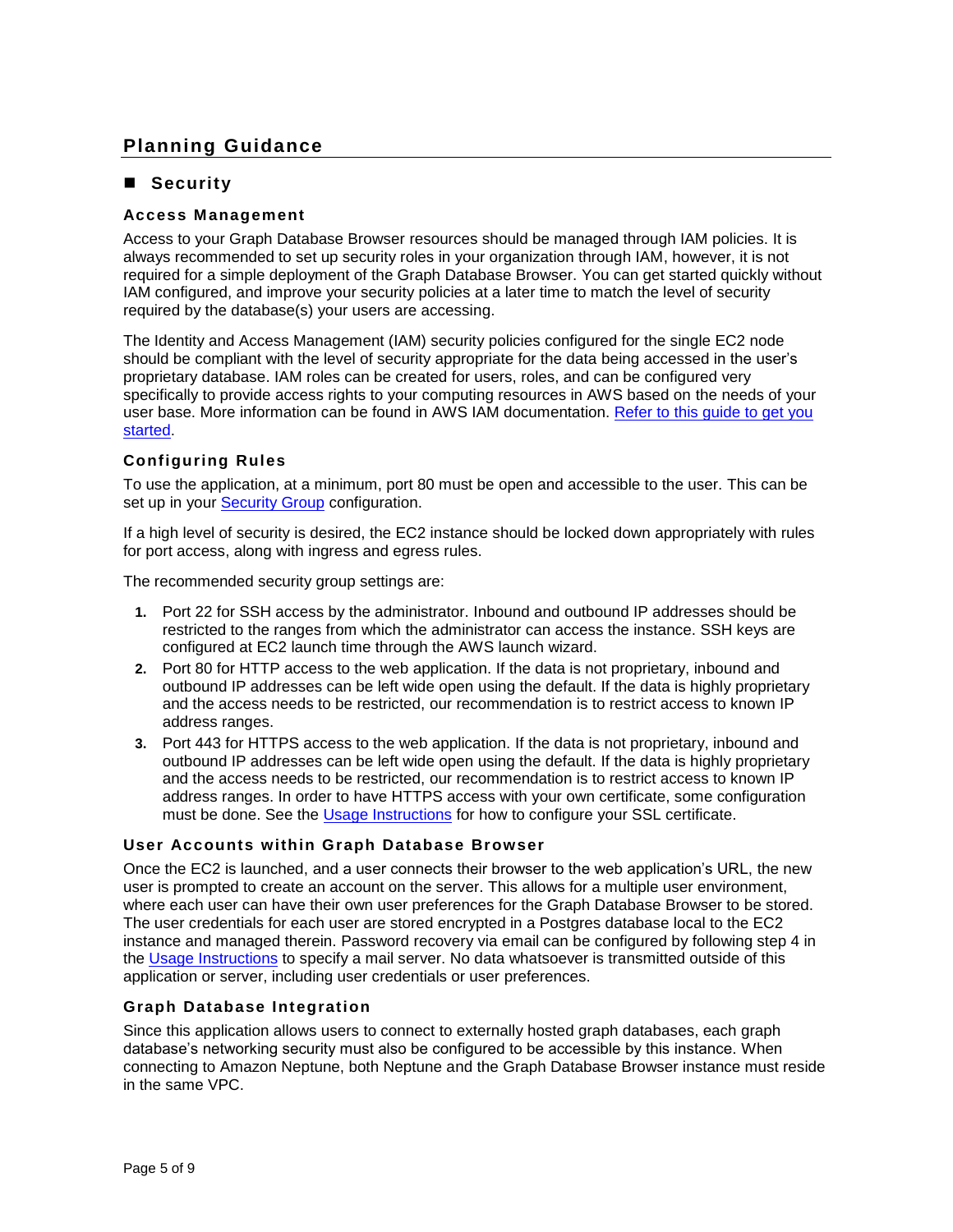## Planning Guidance

### ■ Security

#### Access Management

Access to your Graph Database Browser resources should be managed through IAM policies. It is always recommended to set up security roles in your organization through IAM, however, it is not required for a simple deployment of the Graph Database Browser. You can get started quickly without IAM configured, and improve your security policies at a later time to match the level of security required by the database(s) your users are accessing.

The Identity and Access Management (IAM) security policies configured for the single EC2 node should be compliant with the level of security appropriate for the data being accessed in the user's proprietary database. IAM roles can be created for users, roles, and can be configured very specifically to provide access rights to your computing resources in AWS based on the needs of your user base. More information can be found in AWS IAM documentation. Refer to this guide to get you started.

#### Configuring Rules

To use the application, at a minimum, port 80 must be open and accessible to the user. This can be set up in your Security Group configuration.

If a high level of security is desired, the EC2 instance should be locked down appropriately with rules for port access, along with ingress and egress rules.

The recommended security group settings are:

1. Port 22 for SSH access by the administrator. Inbound and outbound IP addresses should be restricted to the ranges from which the administrator can access the instance. SSH keys are configured at EC2 launch time through the AWS launch wizard.
2. Port 80 for HTTP access to the web application. If the data is not proprietary, inbound and outbound IP addresses can be left wide open using the default. If the data is highly proprietary and the access needs to be restricted, our recommendation is to restrict access to known IP address ranges.
3. Port 443 for HTTPS access to the web application. If the data is not proprietary, inbound and outbound IP addresses can be left wide open using the default. If the data is highly proprietary and the access needs to be restricted, our recommendation is to restrict access to known IP address ranges. In order to have HTTPS access with your own certificate, some configuration must be done. See the Usage Instructions for how to configure your SSL certificate.

#### User Accounts within Graph Database Browser

Once the EC2 is launched, and a user connects their browser to the web application's URL, the new user is prompted to create an account on the server. This allows for a multiple user environment, where each user can have their own user preferences for the Graph Database Browser to be stored. The user credentials for each user are stored encrypted in a Postgres database local to the EC2 instance and managed therein. Password recovery via email can be configured by following step 4 in the Usage Instructions to specify a mail server. No data whatsoever is transmitted outside of this application or server, including user credentials or user preferences.

#### Graph Database Integration

Since this application allows users to connect to externally hosted graph databases, each graph database's networking security must also be configured to be accessible by this instance. When connecting to Amazon Neptune, both Neptune and the Graph Database Browser instance must reside in the same VPC.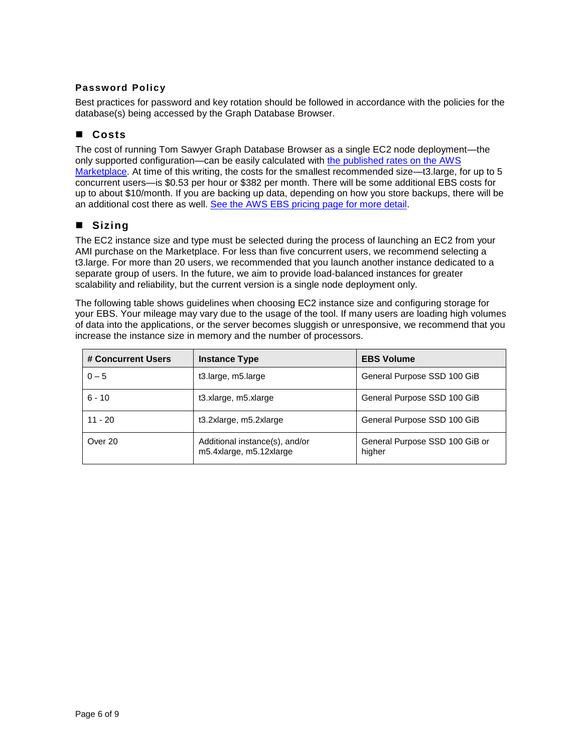### Password Policy

Best practices for password and key rotation should be followed in accordance with the policies for the database(s) being accessed by the Graph Database Browser.

## Costs

The cost of running Tom Sawyer Graph Database Browser as a single EC2 node deployment—the only supported configuration—can be easily calculated with the published rates on the AWS Marketplace. At time of this writing, the costs for the smallest recommended size—t3.large, for up to 5 concurrent users—is $0.53 per hour or $382 per month. There will be some additional EBS costs for up to about $10/month. If you are backing up data, depending on how you store backups, there will be an additional cost there as well. See the AWS EBS pricing page for more detail.

## Sizing

The EC2 instance size and type must be selected during the process of launching an EC2 from your AMI purchase on the Marketplace. For less than five concurrent users, we recommend selecting a t3.large. For more than 20 users, we recommended that you launch another instance dedicated to a separate group of users. In the future, we aim to provide load-balanced instances for greater scalability and reliability, but the current version is a single node deployment only.

The following table shows guidelines when choosing EC2 instance size and configuring storage for your EBS. Your mileage may vary due to the usage of the tool. If many users are loading high volumes of data into the applications, or the server becomes sluggish or unresponsive, we recommend that you increase the instance size in memory and the number of processors.

| # Concurrent Users | Instance Type | EBS Volume |
|---|---|---|
| 0 – 5 | t3.large, m5.large | General Purpose SSD 100 GiB |
| 6 - 10 | t3.xlarge, m5.xlarge | General Purpose SSD 100 GiB |
| 11 - 20 | t3.2xlarge, m5.2xlarge | General Purpose SSD 100 GiB |
| Over 20 | Additional instance(s), and/or m5.4xlarge, m5.12xlarge | General Purpose SSD 100 GiB or higher |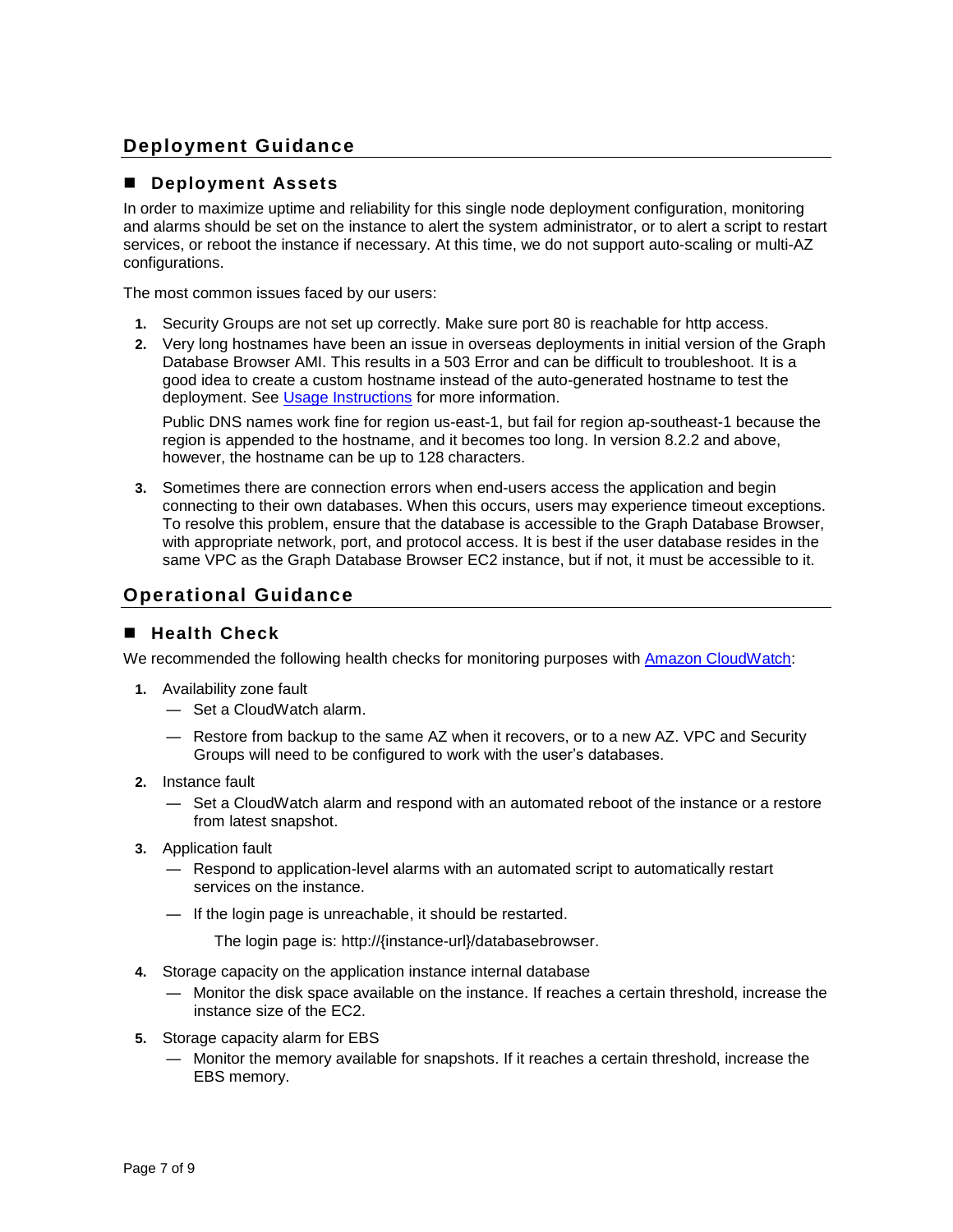## Deployment Guidance

### ■ Deployment Assets

In order to maximize uptime and reliability for this single node deployment configuration, monitoring and alarms should be set on the instance to alert the system administrator, or to alert a script to restart services, or reboot the instance if necessary. At this time, we do not support auto-scaling or multi-AZ configurations.

The most common issues faced by our users:

1. Security Groups are not set up correctly. Make sure port 80 is reachable for http access.
2. Very long hostnames have been an issue in overseas deployments in initial version of the Graph Database Browser AMI. This results in a 503 Error and can be difficult to troubleshoot. It is a good idea to create a custom hostname instead of the auto-generated hostname to test the deployment. See [Usage Instructions]() for more information.

   Public DNS names work fine for region us-east-1, but fail for region ap-southeast-1 because the region is appended to the hostname, and it becomes too long. In version 8.2.2 and above, however, the hostname can be up to 128 characters.

3. Sometimes there are connection errors when end-users access the application and begin connecting to their own databases. When this occurs, users may experience timeout exceptions. To resolve this problem, ensure that the database is accessible to the Graph Database Browser, with appropriate network, port, and protocol access. It is best if the user database resides in the same VPC as the Graph Database Browser EC2 instance, but if not, it must be accessible to it.

## Operational Guidance

### ■ Health Check

We recommended the following health checks for monitoring purposes with [Amazon CloudWatch]():

1. Availability zone fault
   - Set a CloudWatch alarm.
   - Restore from backup to the same AZ when it recovers, or to a new AZ. VPC and Security Groups will need to be configured to work with the user's databases.
2. Instance fault
   - Set a CloudWatch alarm and respond with an automated reboot of the instance or a restore from latest snapshot.
3. Application fault
   - Respond to application-level alarms with an automated script to automatically restart services on the instance.
   - If the login page is unreachable, it should be restarted.

     The login page is: http://{instance-url}/databasebrowser.
4. Storage capacity on the application instance internal database
   - Monitor the disk space available on the instance. If reaches a certain threshold, increase the instance size of the EC2.
5. Storage capacity alarm for EBS
   - Monitor the memory available for snapshots. If it reaches a certain threshold, increase the EBS memory.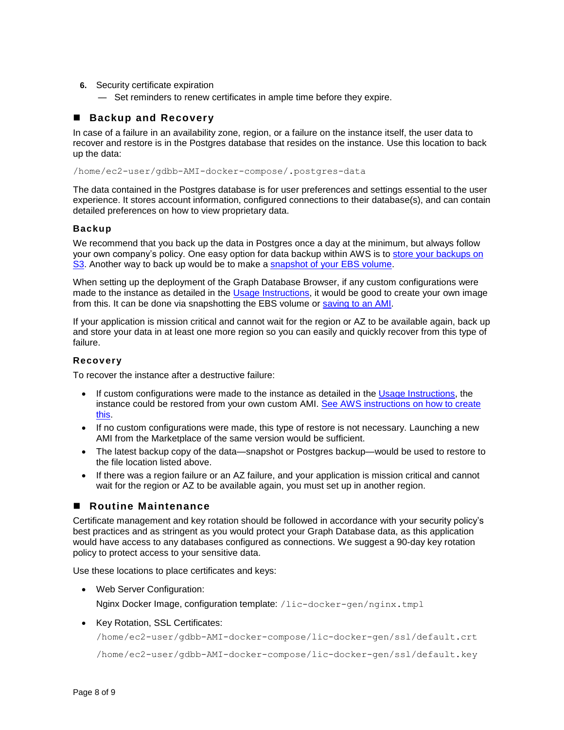6. Security certificate expiration
   — Set reminders to renew certificates in ample time before they expire.

## Backup and Recovery

In case of a failure in an availability zone, region, or a failure on the instance itself, the user data to recover and restore is in the Postgres database that resides on the instance. Use this location to back up the data:

```
/home/ec2-user/gdbb-AMI-docker-compose/.postgres-data
```

The data contained in the Postgres database is for user preferences and settings essential to the user experience. It stores account information, configured connections to their database(s), and can contain detailed preferences on how to view proprietary data.

### Backup

We recommend that you back up the data in Postgres once a day at the minimum, but always follow your own company's policy. One easy option for data backup within AWS is to store your backups on S3. Another way to back up would be to make a snapshot of your EBS volume.

When setting up the deployment of the Graph Database Browser, if any custom configurations were made to the instance as detailed in the Usage Instructions, it would be good to create your own image from this. It can be done via snapshotting the EBS volume or saving to an AMI.

If your application is mission critical and cannot wait for the region or AZ to be available again, back up and store your data in at least one more region so you can easily and quickly recover from this type of failure.

### Recovery

To recover the instance after a destructive failure:

- If custom configurations were made to the instance as detailed in the Usage Instructions, the instance could be restored from your own custom AMI. See AWS instructions on how to create this.
- If no custom configurations were made, this type of restore is not necessary. Launching a new AMI from the Marketplace of the same version would be sufficient.
- The latest backup copy of the data—snapshot or Postgres backup—would be used to restore to the file location listed above.
- If there was a region failure or an AZ failure, and your application is mission critical and cannot wait for the region or AZ to be available again, you must set up in another region.

## Routine Maintenance

Certificate management and key rotation should be followed in accordance with your security policy's best practices and as stringent as you would protect your Graph Database data, as this application would have access to any databases configured as connections. We suggest a 90-day key rotation policy to protect access to your sensitive data.

Use these locations to place certificates and keys:

- Web Server Configuration:

  Nginx Docker Image, configuration template: `/lic-docker-gen/nginx.tmpl`

- Key Rotation, SSL Certificates:

  `/home/ec2-user/gdbb-AMI-docker-compose/lic-docker-gen/ssl/default.crt`

  `/home/ec2-user/gdbb-AMI-docker-compose/lic-docker-gen/ssl/default.key`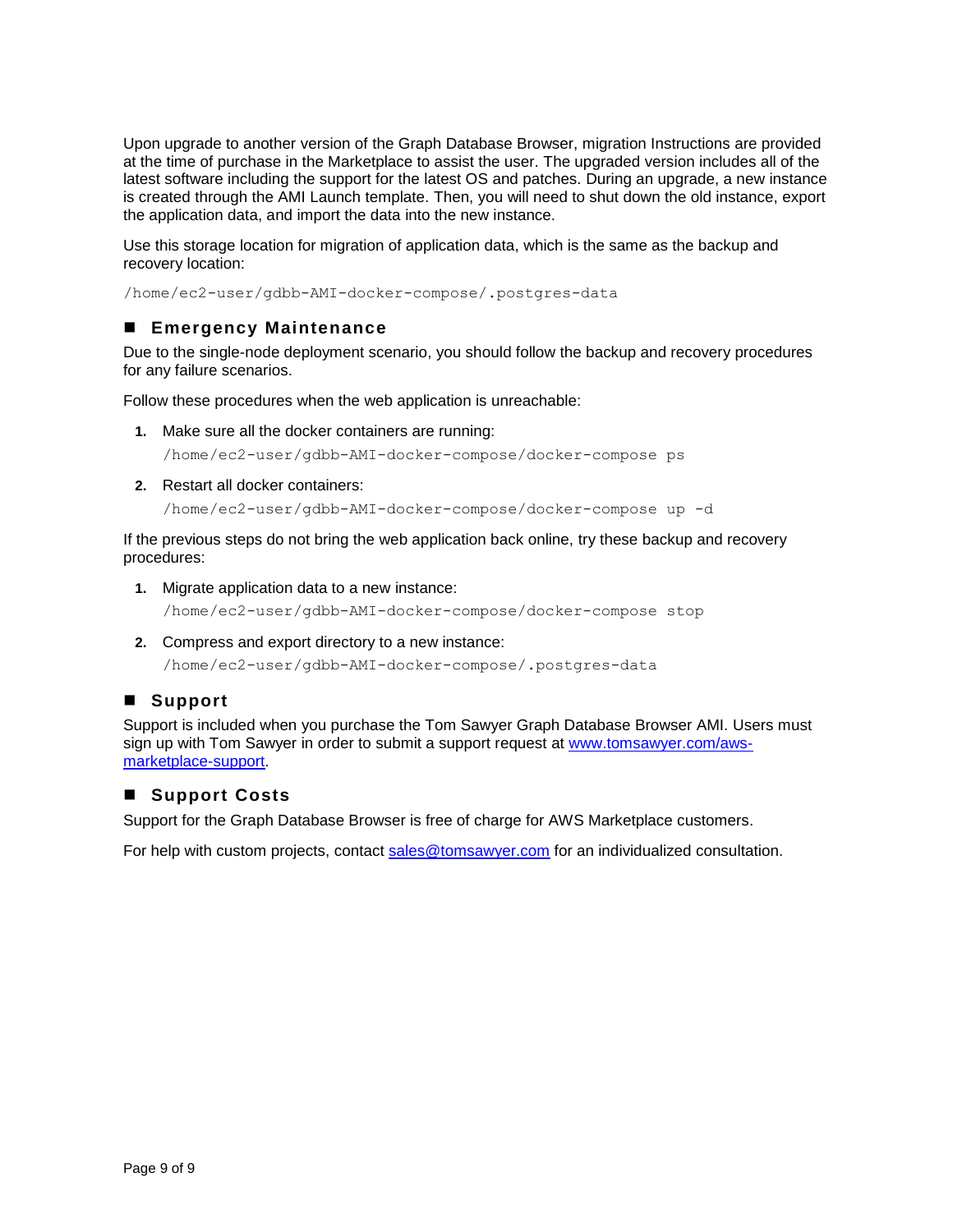Upon upgrade to another version of the Graph Database Browser, migration Instructions are provided at the time of purchase in the Marketplace to assist the user. The upgraded version includes all of the latest software including the support for the latest OS and patches. During an upgrade, a new instance is created through the AMI Launch template. Then, you will need to shut down the old instance, export the application data, and import the data into the new instance.

Use this storage location for migration of application data, which is the same as the backup and recovery location:

```
/home/ec2-user/gdbb-AMI-docker-compose/.postgres-data
```

## Emergency Maintenance

Due to the single-node deployment scenario, you should follow the backup and recovery procedures for any failure scenarios.

Follow these procedures when the web application is unreachable:

1. Make sure all the docker containers are running:
   ```
   /home/ec2-user/gdbb-AMI-docker-compose/docker-compose ps
   ```
2. Restart all docker containers:
   ```
   /home/ec2-user/gdbb-AMI-docker-compose/docker-compose up -d
   ```

If the previous steps do not bring the web application back online, try these backup and recovery procedures:

1. Migrate application data to a new instance:
   ```
   /home/ec2-user/gdbb-AMI-docker-compose/docker-compose stop
   ```
2. Compress and export directory to a new instance:
   ```
   /home/ec2-user/gdbb-AMI-docker-compose/.postgres-data
   ```

## Support

Support is included when you purchase the Tom Sawyer Graph Database Browser AMI. Users must sign up with Tom Sawyer in order to submit a support request at [www.tomsawyer.com/aws-marketplace-support](www.tomsawyer.com/aws-marketplace-support).

## Support Costs

Support for the Graph Database Browser is free of charge for AWS Marketplace customers.

For help with custom projects, contact [sales@tomsawyer.com](mailto:sales@tomsawyer.com) for an individualized consultation.